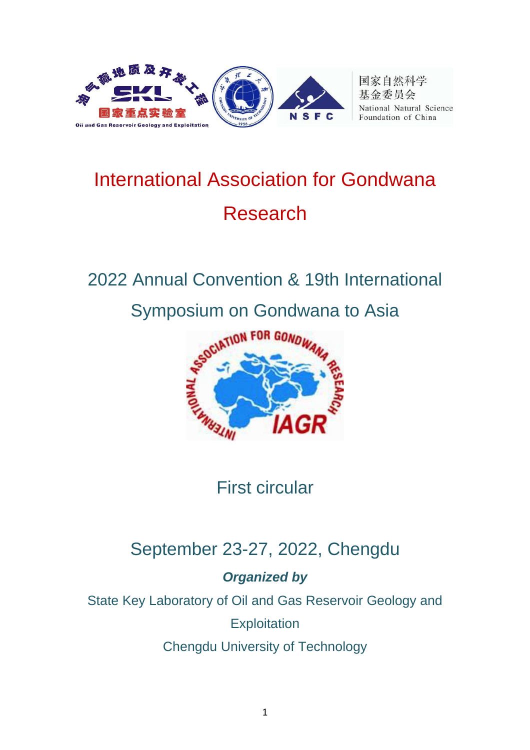# International Association for Gondwana Research

## 2022 Annual Convention & 19th International Symposium on Gondwana to Asia

### First circular

### September 23-27, 2022, Chengdu

***Organized by***

State Key Laboratory of Oil and Gas Reservoir Geology and Exploitation

Chengdu University of Technology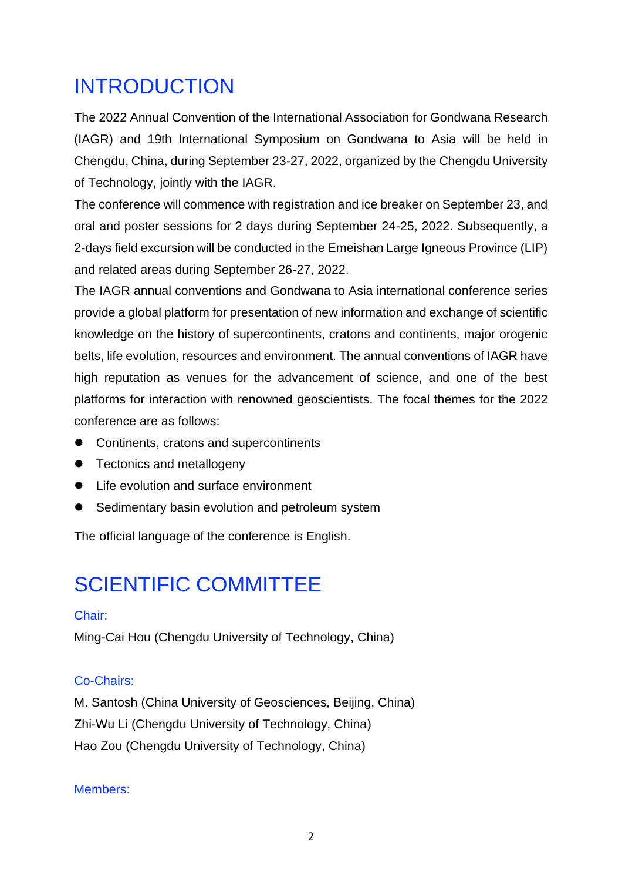# INTRODUCTION

The 2022 Annual Convention of the International Association for Gondwana Research (IAGR) and 19th International Symposium on Gondwana to Asia will be held in Chengdu, China, during September 23-27, 2022, organized by the Chengdu University of Technology, jointly with the IAGR.

The conference will commence with registration and ice breaker on September 23, and oral and poster sessions for 2 days during September 24-25, 2022. Subsequently, a 2-days field excursion will be conducted in the Emeishan Large Igneous Province (LIP) and related areas during September 26-27, 2022.

The IAGR annual conventions and Gondwana to Asia international conference series provide a global platform for presentation of new information and exchange of scientific knowledge on the history of supercontinents, cratons and continents, major orogenic belts, life evolution, resources and environment. The annual conventions of IAGR have high reputation as venues for the advancement of science, and one of the best platforms for interaction with renowned geoscientists. The focal themes for the 2022 conference are as follows:

- Continents, cratons and supercontinents
- Tectonics and metallogeny
- Life evolution and surface environment
- Sedimentary basin evolution and petroleum system

The official language of the conference is English.

# SCIENTIFIC COMMITTEE

### Chair:

Ming-Cai Hou (Chengdu University of Technology, China)

### Co-Chairs:

M. Santosh (China University of Geosciences, Beijing, China)
Zhi-Wu Li (Chengdu University of Technology, China)
Hao Zou (Chengdu University of Technology, China)

### Members: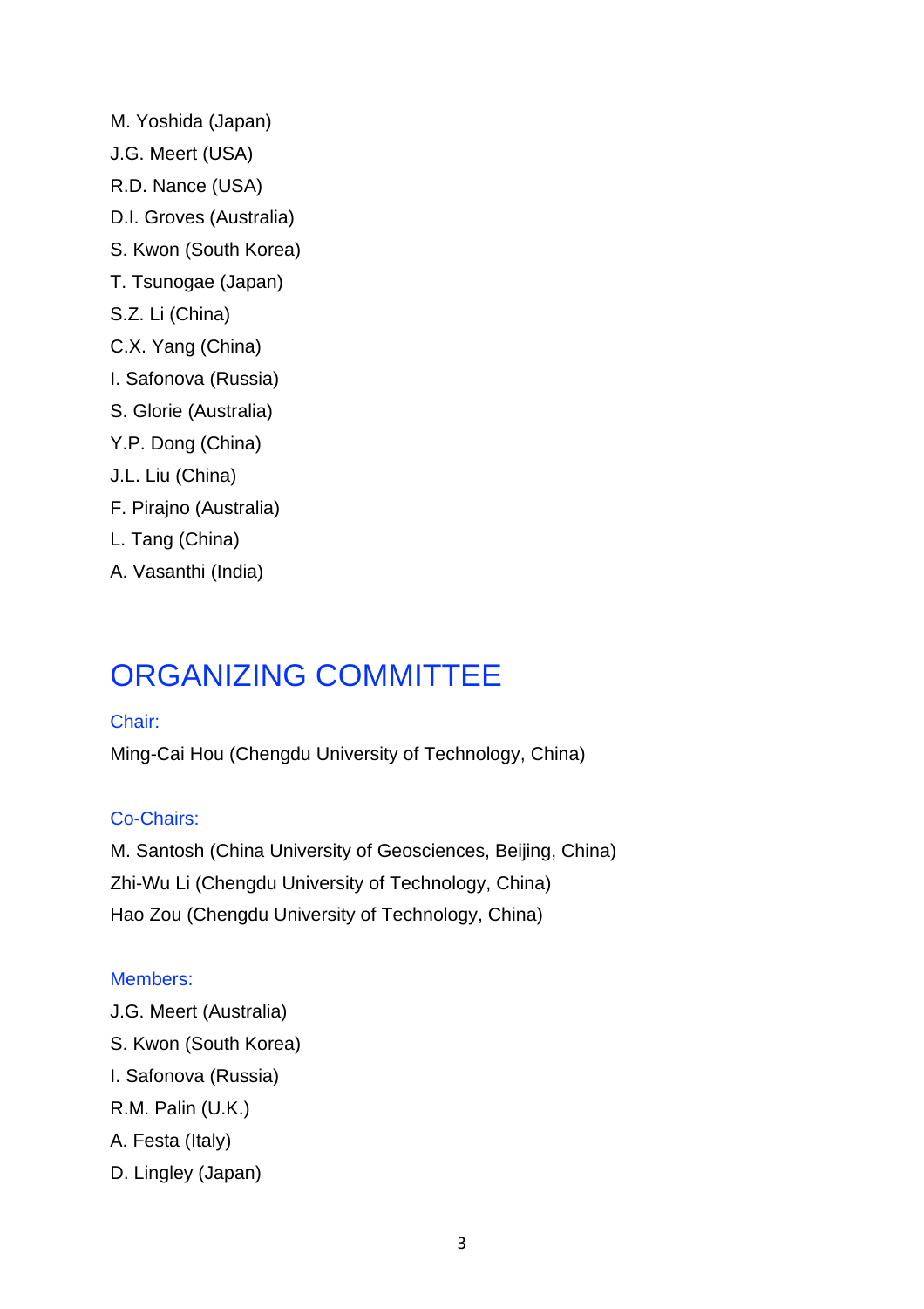M. Yoshida (Japan)

J.G. Meert (USA)

R.D. Nance (USA)

D.I. Groves (Australia)

S. Kwon (South Korea)

T. Tsunogae (Japan)

S.Z. Li (China)

C.X. Yang (China)

I. Safonova (Russia)

S. Glorie (Australia)

Y.P. Dong (China)

J.L. Liu (China)

F. Pirajno (Australia)

L. Tang (China)

A. Vasanthi (India)

# ORGANIZING COMMITTEE

### Chair:

Ming-Cai Hou (Chengdu University of Technology, China)

### Co-Chairs:

M. Santosh (China University of Geosciences, Beijing, China)

Zhi-Wu Li (Chengdu University of Technology, China)

Hao Zou (Chengdu University of Technology, China)

### Members:

J.G. Meert (Australia)

S. Kwon (South Korea)

I. Safonova (Russia)

R.M. Palin (U.K.)

A. Festa (Italy)

D. Lingley (Japan)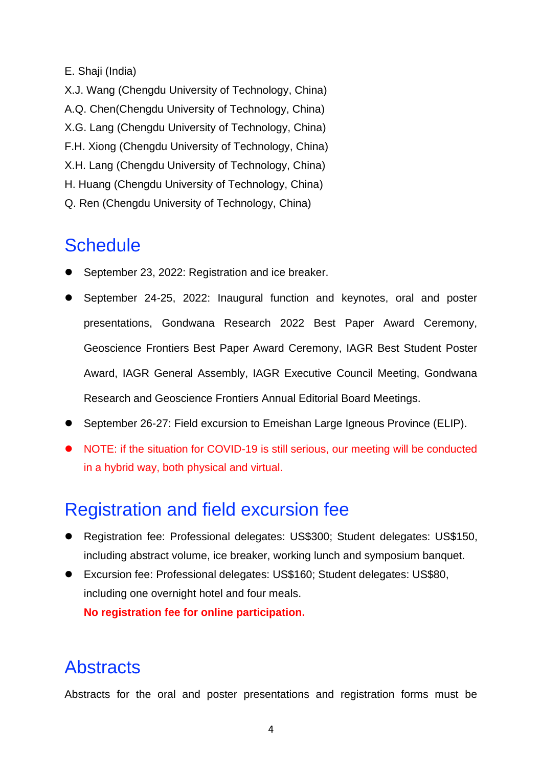E. Shaji (India)

X.J. Wang (Chengdu University of Technology, China)

A.Q. Chen(Chengdu University of Technology, China)

X.G. Lang (Chengdu University of Technology, China)

F.H. Xiong (Chengdu University of Technology, China)

X.H. Lang (Chengdu University of Technology, China)

H. Huang (Chengdu University of Technology, China)

Q. Ren (Chengdu University of Technology, China)

## Schedule

- September 23, 2022: Registration and ice breaker.
- September 24-25, 2022: Inaugural function and keynotes, oral and poster presentations, Gondwana Research 2022 Best Paper Award Ceremony, Geoscience Frontiers Best Paper Award Ceremony, IAGR Best Student Poster Award, IAGR General Assembly, IAGR Executive Council Meeting, Gondwana Research and Geoscience Frontiers Annual Editorial Board Meetings.
- September 26-27: Field excursion to Emeishan Large Igneous Province (ELIP).
- NOTE: if the situation for COVID-19 is still serious, our meeting will be conducted in a hybrid way, both physical and virtual.

## Registration and field excursion fee

- Registration fee: Professional delegates: US$300; Student delegates: US$150, including abstract volume, ice breaker, working lunch and symposium banquet.
- Excursion fee: Professional delegates: US$160; Student delegates: US$80, including one overnight hotel and four meals.

  **No registration fee for online participation.**

## Abstracts

Abstracts for the oral and poster presentations and registration forms must be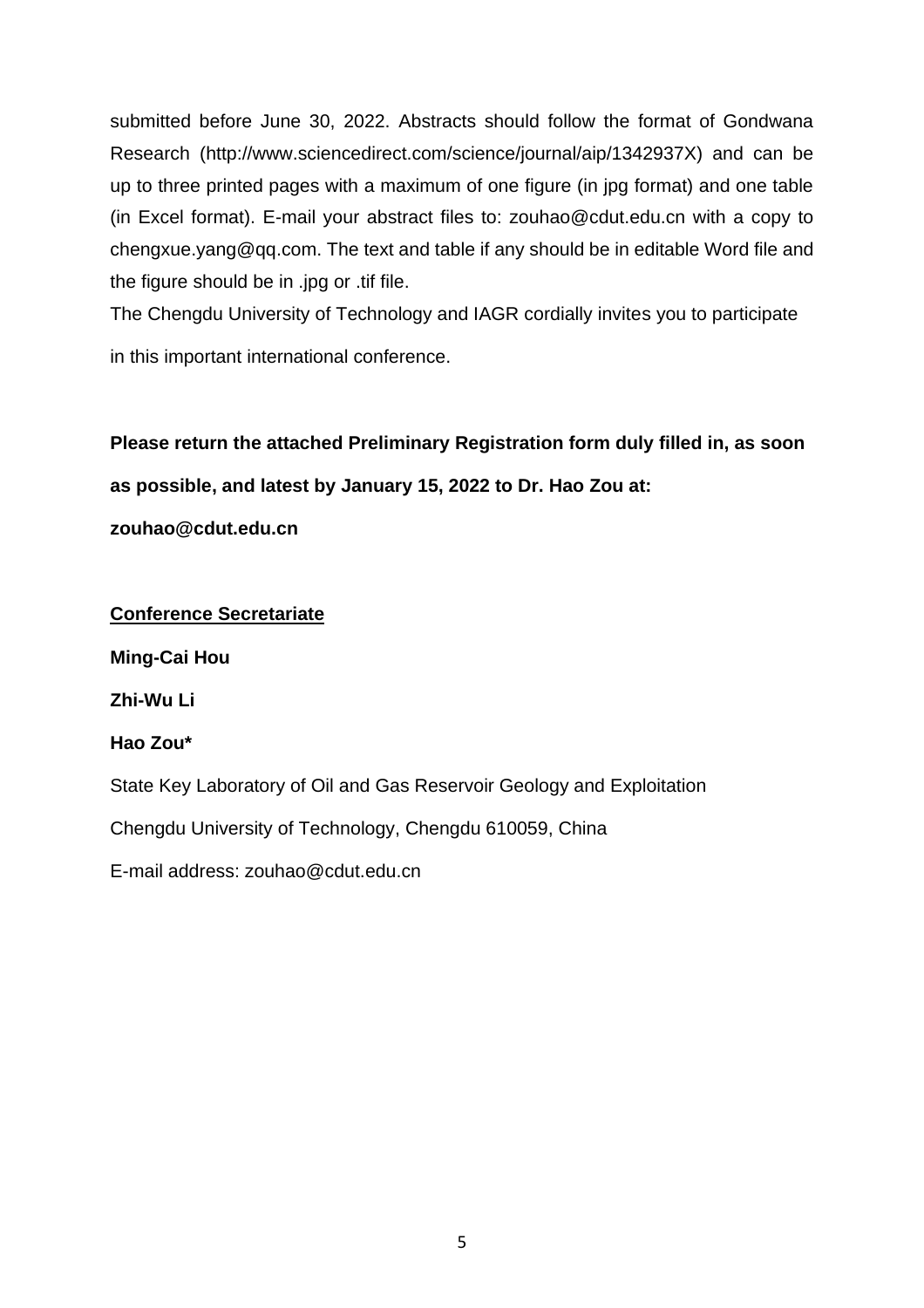submitted before June 30, 2022. Abstracts should follow the format of Gondwana Research (http://www.sciencedirect.com/science/journal/aip/1342937X) and can be up to three printed pages with a maximum of one figure (in jpg format) and one table (in Excel format). E-mail your abstract files to: zouhao@cdut.edu.cn with a copy to chengxue.yang@qq.com. The text and table if any should be in editable Word file and the figure should be in .jpg or .tif file.

The Chengdu University of Technology and IAGR cordially invites you to participate in this important international conference.

**Please return the attached Preliminary Registration form duly filled in, as soon as possible, and latest by January 15, 2022 to Dr. Hao Zou at: zouhao@cdut.edu.cn**

**Conference Secretariate**

**Ming-Cai Hou**

**Zhi-Wu Li**

**Hao Zou***

State Key Laboratory of Oil and Gas Reservoir Geology and Exploitation

Chengdu University of Technology, Chengdu 610059, China

E-mail address: zouhao@cdut.edu.cn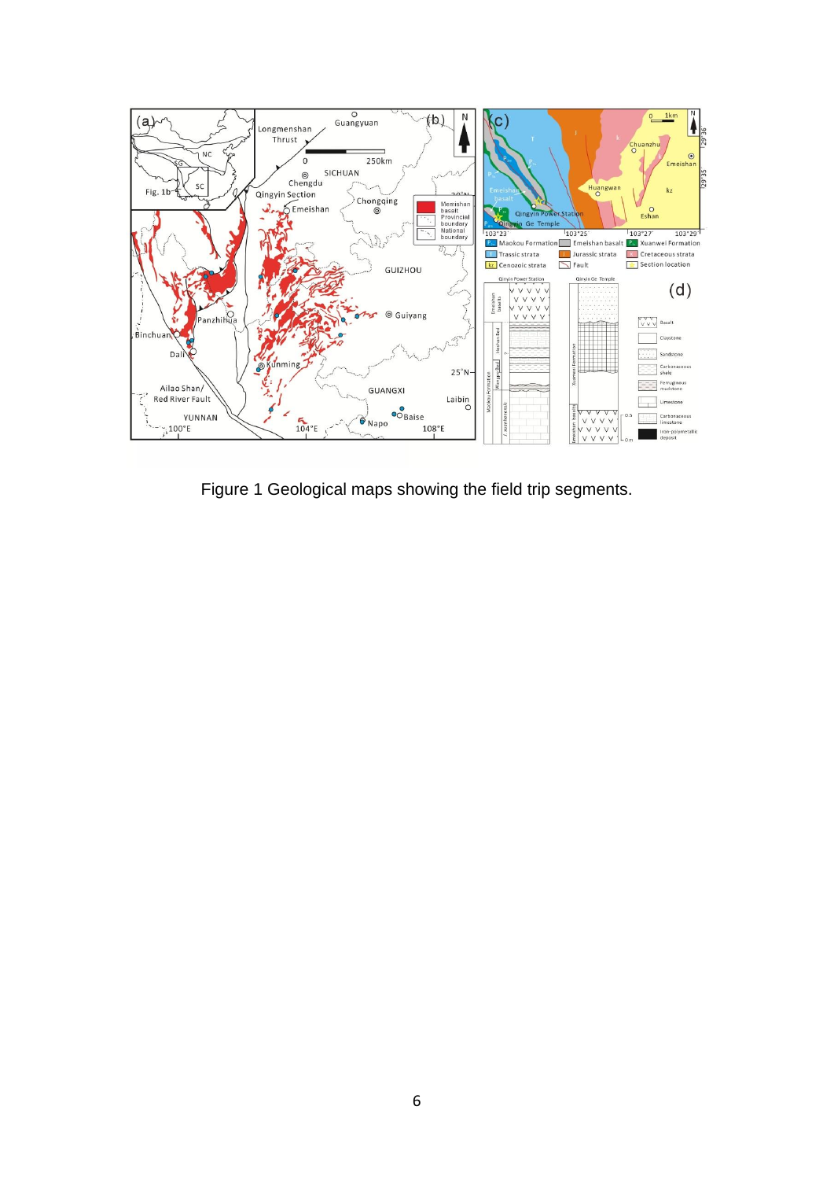Figure 1 Geological maps showing the field trip segments.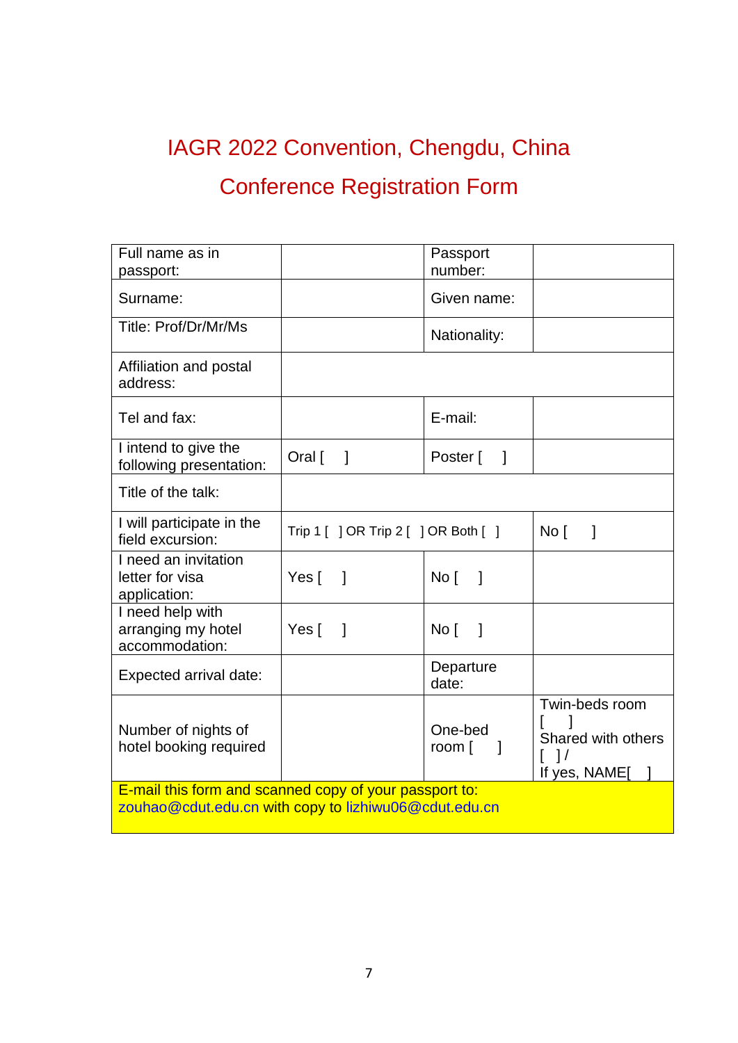# IAGR 2022 Convention, Chengdu, China

## Conference Registration Form

| | | | |
|---|---|---|---|
| Full name as in passport: | | Passport number: | |
| Surname: | | Given name: | |
| Title: Prof/Dr/Mr/Ms | | Nationality: | |
| Affiliation and postal address: | | | |
| Tel and fax: | | E-mail: | |
| I intend to give the following presentation: | Oral [ ] | Poster [ ] | |
| Title of the talk: | | | |
| I will participate in the field excursion: | Trip 1 [ ] OR Trip 2 [ ] OR Both [ ] | | No [ ] |
| I need an invitation letter for visa application: | Yes [ ] | No [ ] | |
| I need help with arranging my hotel accommodation: | Yes [ ] | No [ ] | |
| Expected arrival date: | | Departure date: | |
| Number of nights of hotel booking required | | One-bed room [ ] | Twin-beds room [ ] Shared with others [ ] / If yes, NAME[ ] |
| E-mail this form and scanned copy of your passport to: zouhao@cdut.edu.cn with copy to lizhiwu06@cdut.edu.cn | | | |